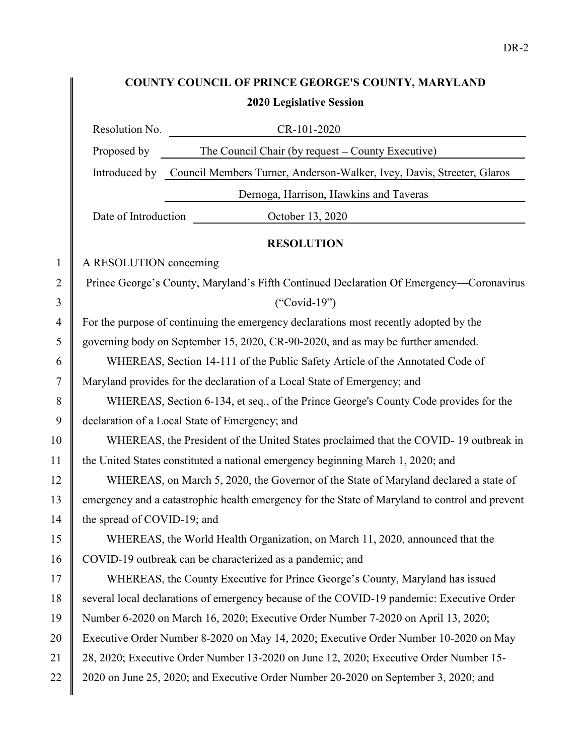# COUNTY COUNCIL OF PRINCE GEORGE'S COUNTY, MARYLAND

## 2020 Legislative Session

| | |
|---|---|
| Resolution No. | CR-101-2020 |
| Proposed by | The Council Chair (by request – County Executive) |
| Introduced by | Council Members Turner, Anderson-Walker, Ivey, Davis, Streeter, Glaros Dernoga, Harrison, Hawkins and Taveras |
| Date of Introduction | October 13, 2020 |

## RESOLUTION

A RESOLUTION concerning

Prince George's County, Maryland's Fifth Continued Declaration Of Emergency—Coronavirus ("Covid-19")

For the purpose of continuing the emergency declarations most recently adopted by the governing body on September 15, 2020, CR-90-2020, and as may be further amended.

WHEREAS, Section 14-111 of the Public Safety Article of the Annotated Code of Maryland provides for the declaration of a Local State of Emergency; and

WHEREAS, Section 6-134, et seq., of the Prince George's County Code provides for the declaration of a Local State of Emergency; and

WHEREAS, the President of the United States proclaimed that the COVID- 19 outbreak in the United States constituted a national emergency beginning March 1, 2020; and

WHEREAS, on March 5, 2020, the Governor of the State of Maryland declared a state of emergency and a catastrophic health emergency for the State of Maryland to control and prevent the spread of COVID-19; and

WHEREAS, the World Health Organization, on March 11, 2020, announced that the COVID-19 outbreak can be characterized as a pandemic; and

WHEREAS, the County Executive for Prince George's County, Maryland has issued several local declarations of emergency because of the COVID-19 pandemic: Executive Order Number 6-2020 on March 16, 2020; Executive Order Number 7-2020 on April 13, 2020; Executive Order Number 8-2020 on May 14, 2020; Executive Order Number 10-2020 on May 28, 2020; Executive Order Number 13-2020 on June 12, 2020; Executive Order Number 15-2020 on June 25, 2020; and Executive Order Number 20-2020 on September 3, 2020; and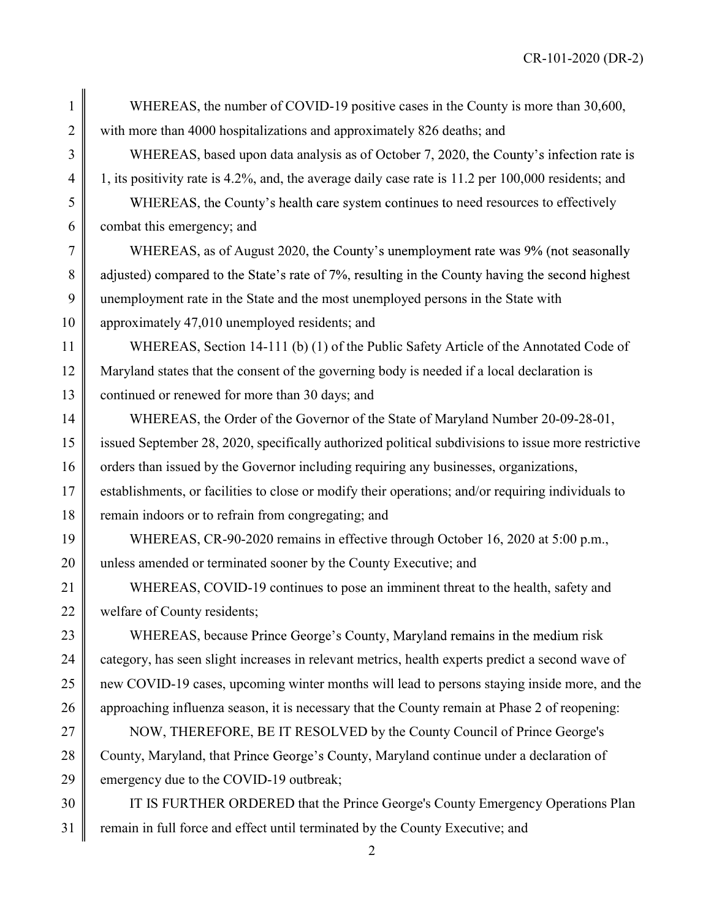WHEREAS, the number of COVID-19 positive cases in the County is more than 30,600, with more than 4000 hospitalizations and approximately 826 deaths; and

WHEREAS, based upon data analysis as of October 7, 2020, the County's infection rate is 1, its positivity rate is 4.2%, and, the average daily case rate is 11.2 per 100,000 residents; and

WHEREAS, the County's health care system continues to need resources to effectively combat this emergency; and

WHEREAS, as of August 2020, the County's unemployment rate was 9% (not seasonally adjusted) compared to the State's rate of 7%, resulting in the County having the second highest unemployment rate in the State and the most unemployed persons in the State with approximately 47,010 unemployed residents; and

WHEREAS, Section 14-111 (b) (1) of the Public Safety Article of the Annotated Code of Maryland states that the consent of the governing body is needed if a local declaration is continued or renewed for more than 30 days; and

WHEREAS, the Order of the Governor of the State of Maryland Number 20-09-28-01, issued September 28, 2020, specifically authorized political subdivisions to issue more restrictive orders than issued by the Governor including requiring any businesses, organizations, establishments, or facilities to close or modify their operations; and/or requiring individuals to remain indoors or to refrain from congregating; and

WHEREAS, CR-90-2020 remains in effective through October 16, 2020 at 5:00 p.m., unless amended or terminated sooner by the County Executive; and

WHEREAS, COVID-19 continues to pose an imminent threat to the health, safety and welfare of County residents;

WHEREAS, because Prince George's County, Maryland remains in the medium risk category, has seen slight increases in relevant metrics, health experts predict a second wave of new COVID-19 cases, upcoming winter months will lead to persons staying inside more, and the approaching influenza season, it is necessary that the County remain at Phase 2 of reopening:

NOW, THEREFORE, BE IT RESOLVED by the County Council of Prince George's County, Maryland, that Prince George's County, Maryland continue under a declaration of emergency due to the COVID-19 outbreak;

IT IS FURTHER ORDERED that the Prince George's County Emergency Operations Plan remain in full force and effect until terminated by the County Executive; and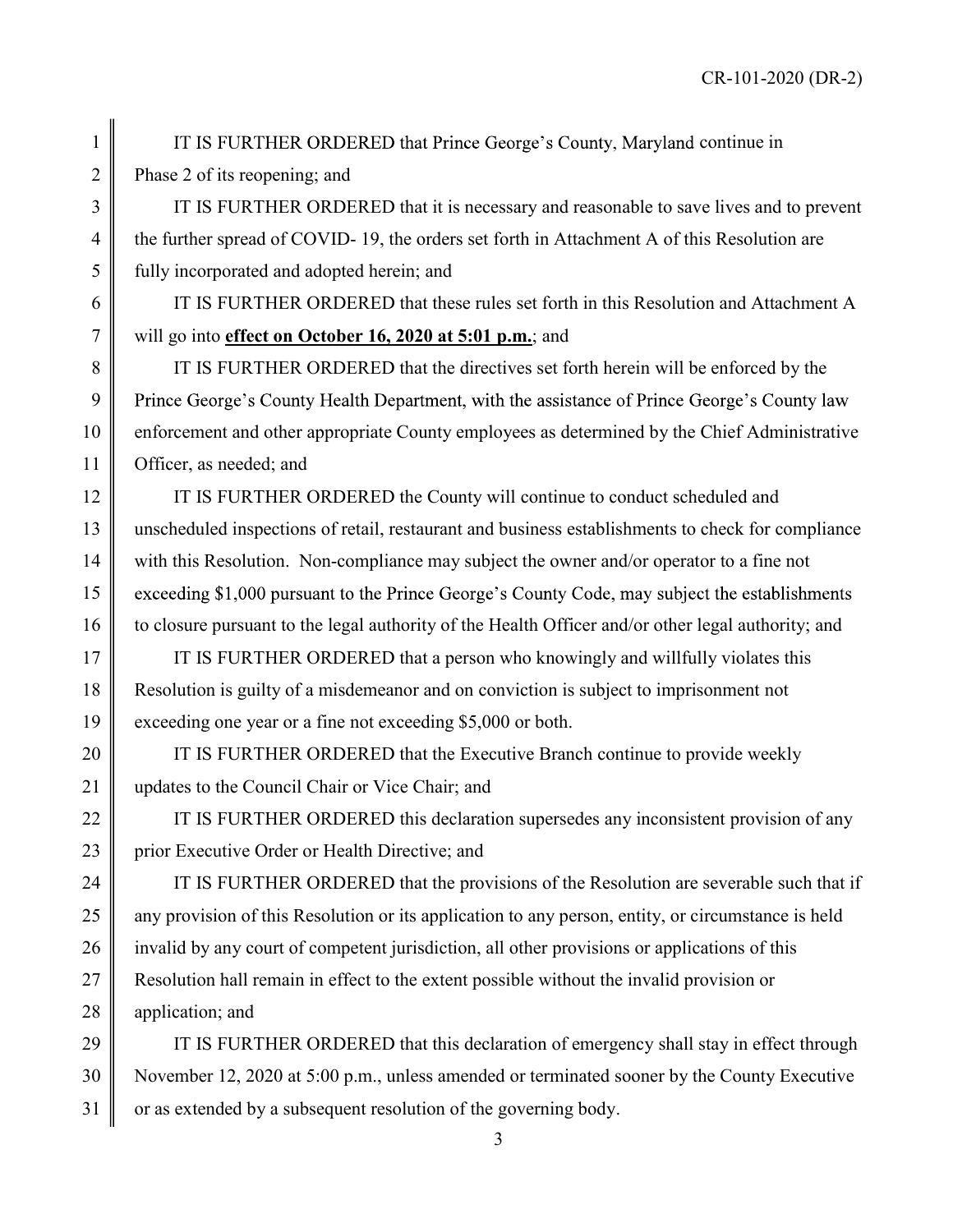IT IS FURTHER ORDERED that Prince George's County, Maryland continue in Phase 2 of its reopening; and

IT IS FURTHER ORDERED that it is necessary and reasonable to save lives and to prevent the further spread of COVID- 19, the orders set forth in Attachment A of this Resolution are fully incorporated and adopted herein; and

IT IS FURTHER ORDERED that these rules set forth in this Resolution and Attachment A will go into **effect on October 16, 2020 at 5:01 p.m.**; and

IT IS FURTHER ORDERED that the directives set forth herein will be enforced by the Prince George's County Health Department, with the assistance of Prince George's County law enforcement and other appropriate County employees as determined by the Chief Administrative Officer, as needed; and

IT IS FURTHER ORDERED the County will continue to conduct scheduled and unscheduled inspections of retail, restaurant and business establishments to check for compliance with this Resolution. Non-compliance may subject the owner and/or operator to a fine not exceeding $1,000 pursuant to the Prince George's County Code, may subject the establishments to closure pursuant to the legal authority of the Health Officer and/or other legal authority; and

IT IS FURTHER ORDERED that a person who knowingly and willfully violates this Resolution is guilty of a misdemeanor and on conviction is subject to imprisonment not exceeding one year or a fine not exceeding $5,000 or both.

IT IS FURTHER ORDERED that the Executive Branch continue to provide weekly updates to the Council Chair or Vice Chair; and

IT IS FURTHER ORDERED this declaration supersedes any inconsistent provision of any prior Executive Order or Health Directive; and

IT IS FURTHER ORDERED that the provisions of the Resolution are severable such that if any provision of this Resolution or its application to any person, entity, or circumstance is held invalid by any court of competent jurisdiction, all other provisions or applications of this Resolution hall remain in effect to the extent possible without the invalid provision or application; and

IT IS FURTHER ORDERED that this declaration of emergency shall stay in effect through November 12, 2020 at 5:00 p.m., unless amended or terminated sooner by the County Executive or as extended by a subsequent resolution of the governing body.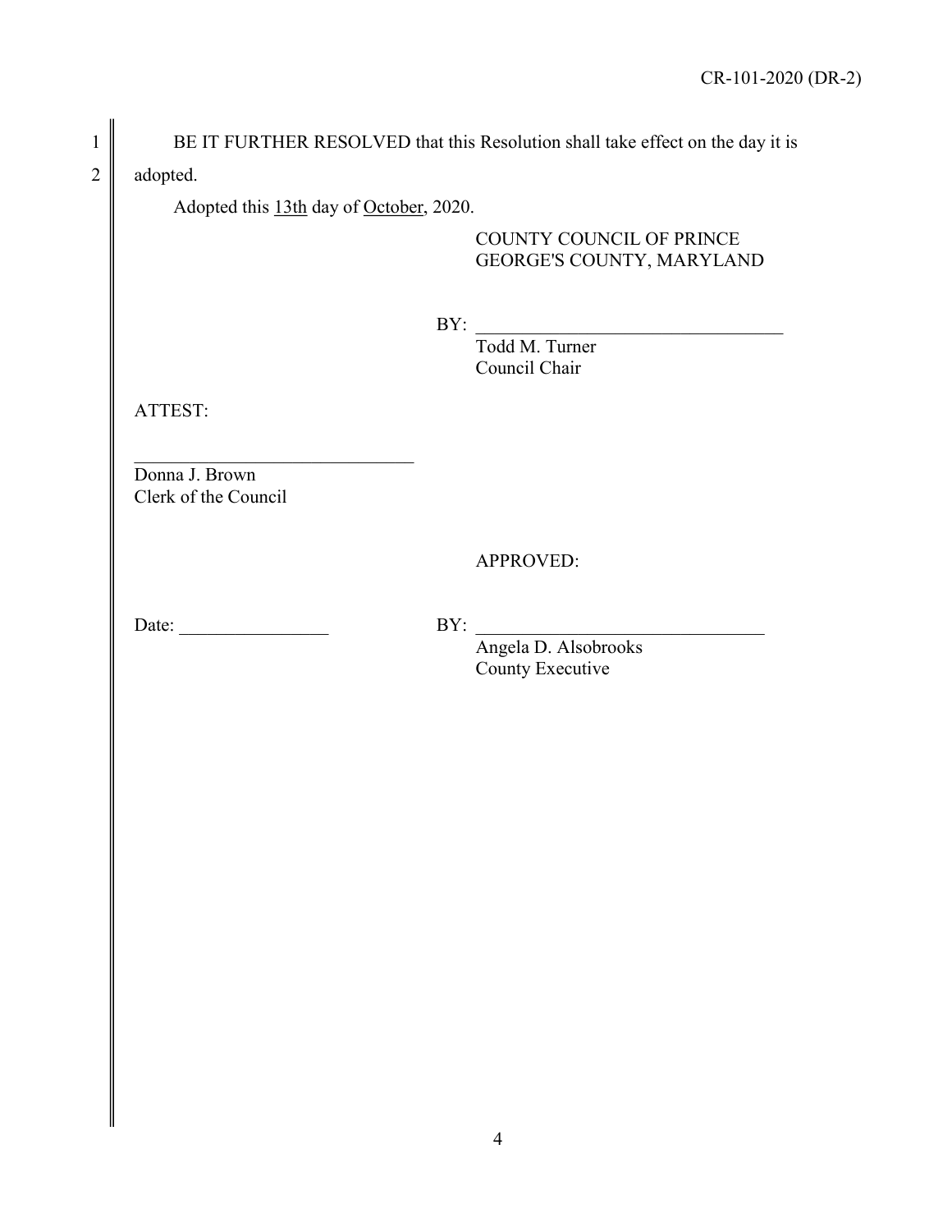BE IT FURTHER RESOLVED that this Resolution shall take effect on the day it is adopted.

Adopted this 13th day of October, 2020.

COUNTY COUNCIL OF PRINCE GEORGE'S COUNTY, MARYLAND

BY: _________________________________
Todd M. Turner
Council Chair

ATTEST:

_______________________________
Donna J. Brown
Clerk of the Council

APPROVED:

Date: ________________

BY: _______________________________
Angela D. Alsobrooks
County Executive